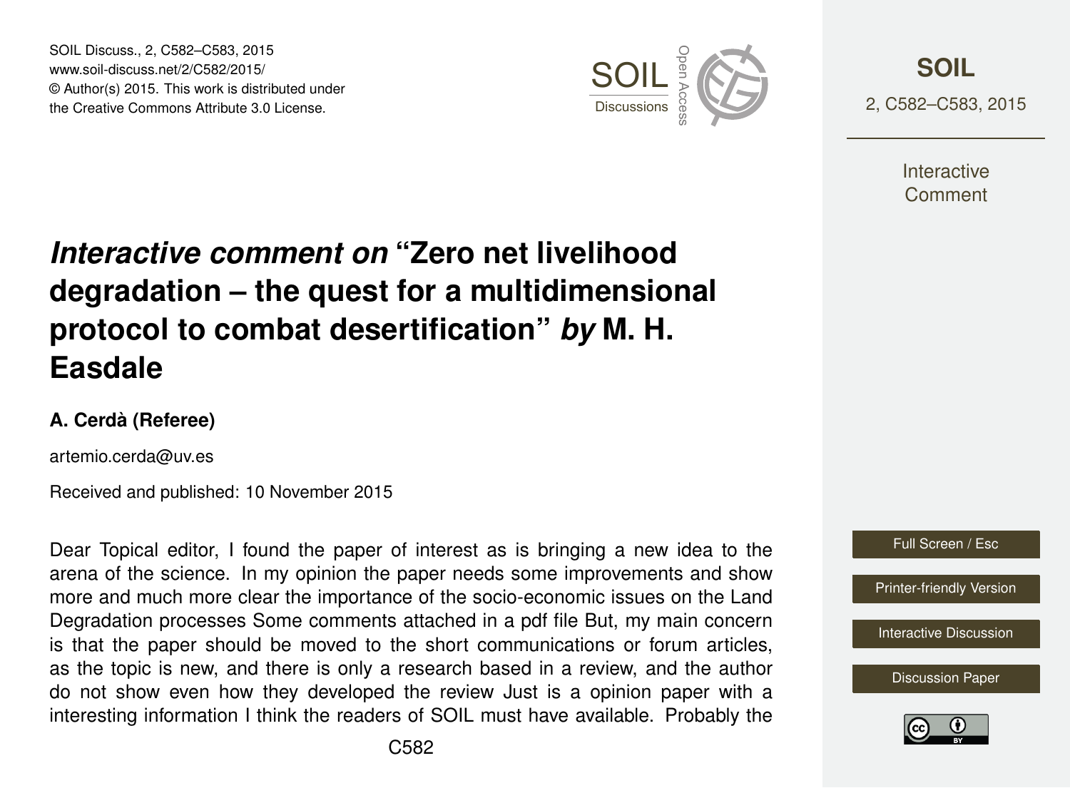# *Interactive comment on* "Zero net livelihood degradation – the quest for a multidimensional protocol to combat desertification" *by* M. H. Easdale

**A. Cerdà (Referee)**

artemio.cerda@uv.es

Received and published: 10 November 2015

Dear Topical editor, I found the paper of interest as is bringing a new idea to the arena of the science. In my opinion the paper needs some improvements and show more and much more clear the importance of the socio-economic issues on the Land Degradation processes Some comments attached in a pdf file But, my main concern is that the paper should be moved to the short communications or forum articles, as the topic is new, and there is only a research based in a review, and the author do not show even how they developed the review Just is a opinion paper with a interesting information I think the readers of SOIL must have available. Probably the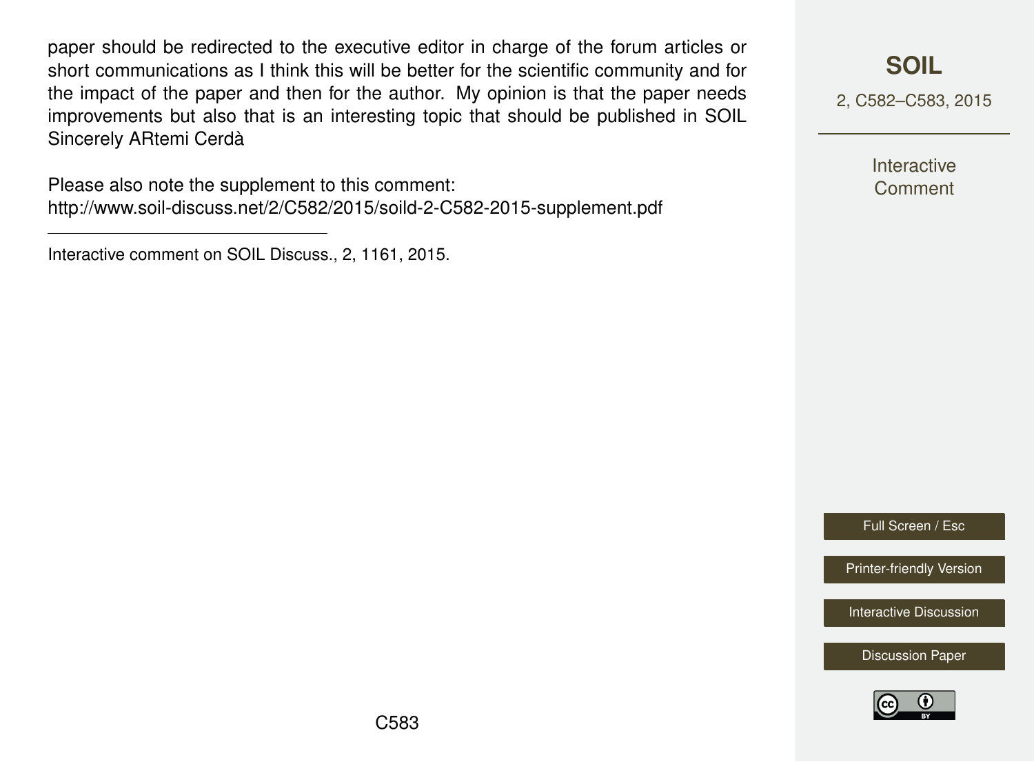paper should be redirected to the executive editor in charge of the forum articles or short communications as I think this will be better for the scientific community and for the impact of the paper and then for the author. My opinion is that the paper needs improvements but also that is an interesting topic that should be published in SOIL Sincerely ARtemi Cerdà

Please also note the supplement to this comment:
http://www.soil-discuss.net/2/C582/2015/soild-2-C582-2015-supplement.pdf

---

Interactive comment on SOIL Discuss., 2, 1161, 2015.